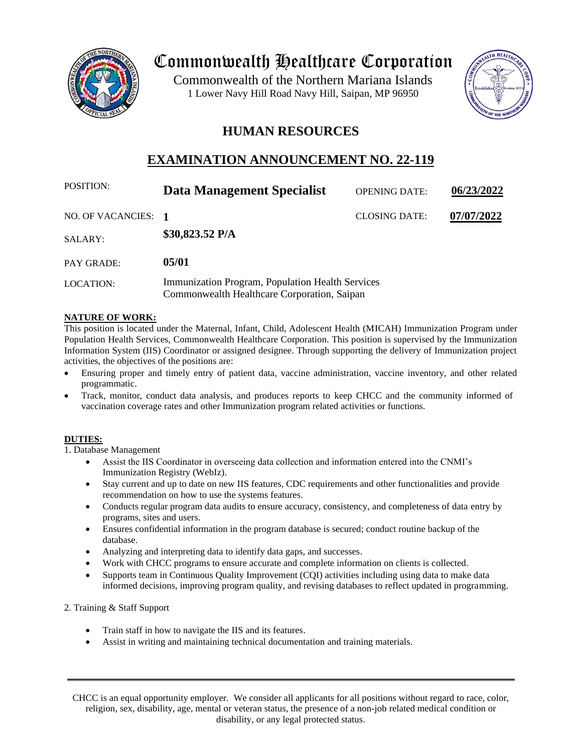# Commonwealth Healthcare Corporation

Commonwealth of the Northern Mariana Islands
1 Lower Navy Hill Road Navy Hill, Saipan, MP 96950

## HUMAN RESOURCES

## EXAMINATION ANNOUNCEMENT NO. 22-119

| | | | |
|---|---|---|---|
| POSITION: | **Data Management Specialist** | OPENING DATE: | **06/23/2022** |
| NO. OF VACANCIES: | **1** | CLOSING DATE: | **07/07/2022** |
| SALARY: | **$30,823.52 P/A** | | |
| PAY GRADE: | **05/01** | | |
| LOCATION: | Immunization Program, Population Health Services<br>Commonwealth Healthcare Corporation, Saipan | | |

**NATURE OF WORK:**

This position is located under the Maternal, Infant, Child, Adolescent Health (MICAH) Immunization Program under Population Health Services, Commonwealth Healthcare Corporation. This position is supervised by the Immunization Information System (IIS) Coordinator or assigned designee. Through supporting the delivery of Immunization project activities, the objectives of the positions are:

- Ensuring proper and timely entry of patient data, vaccine administration, vaccine inventory, and other related programmatic.
- Track, monitor, conduct data analysis, and produces reports to keep CHCC and the community informed of vaccination coverage rates and other Immunization program related activities or functions.

**DUTIES:**

1. Database Management
   - Assist the IIS Coordinator in overseeing data collection and information entered into the CNMI's Immunization Registry (WebIz).
   - Stay current and up to date on new IIS features, CDC requirements and other functionalities and provide recommendation on how to use the systems features.
   - Conducts regular program data audits to ensure accuracy, consistency, and completeness of data entry by programs, sites and users.
   - Ensures confidential information in the program database is secured; conduct routine backup of the database.
   - Analyzing and interpreting data to identify data gaps, and successes.
   - Work with CHCC programs to ensure accurate and complete information on clients is collected.
   - Supports team in Continuous Quality Improvement (CQI) activities including using data to make data informed decisions, improving program quality, and revising databases to reflect updated in programming.

2. Training & Staff Support
   - Train staff in how to navigate the IIS and its features.
   - Assist in writing and maintaining technical documentation and training materials.

---

CHCC is an equal opportunity employer. We consider all applicants for all positions without regard to race, color, religion, sex, disability, age, mental or veteran status, the presence of a non-job related medical condition or disability, or any legal protected status.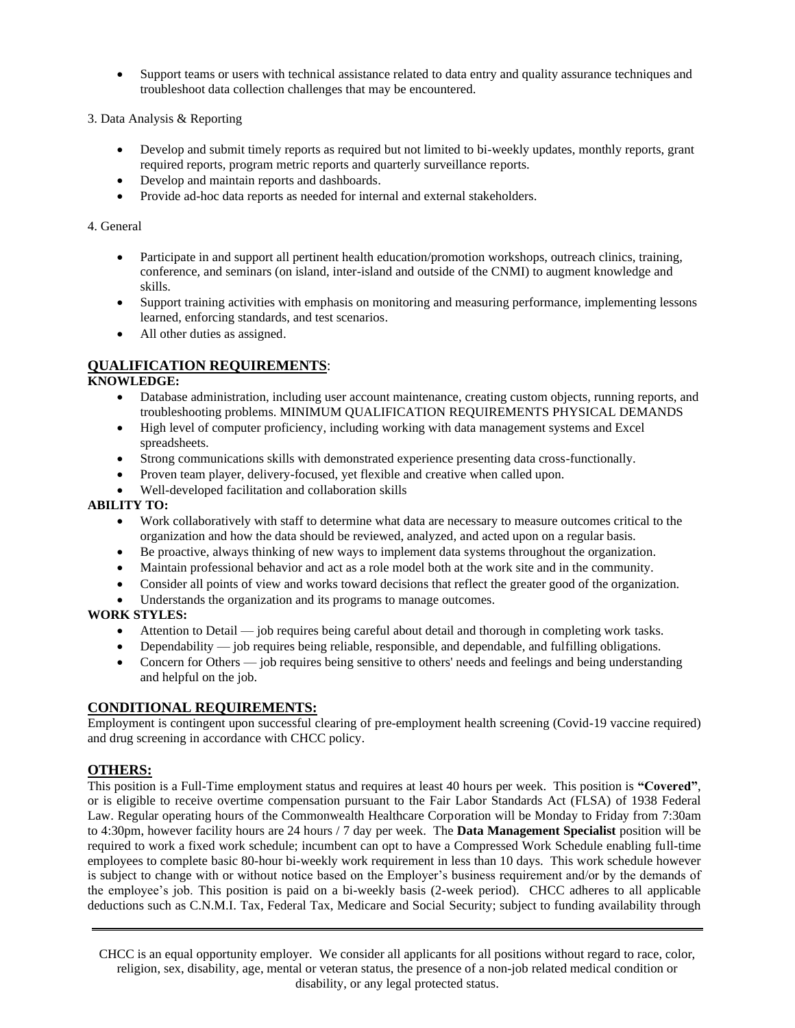- Support teams or users with technical assistance related to data entry and quality assurance techniques and troubleshoot data collection challenges that may be encountered.

3. Data Analysis & Reporting

- Develop and submit timely reports as required but not limited to bi-weekly updates, monthly reports, grant required reports, program metric reports and quarterly surveillance reports.
- Develop and maintain reports and dashboards.
- Provide ad-hoc data reports as needed for internal and external stakeholders.

4. General

- Participate in and support all pertinent health education/promotion workshops, outreach clinics, training, conference, and seminars (on island, inter-island and outside of the CNMI) to augment knowledge and skills.
- Support training activities with emphasis on monitoring and measuring performance, implementing lessons learned, enforcing standards, and test scenarios.
- All other duties as assigned.

## QUALIFICATION REQUIREMENTS:

**KNOWLEDGE:**

- Database administration, including user account maintenance, creating custom objects, running reports, and troubleshooting problems. MINIMUM QUALIFICATION REQUIREMENTS PHYSICAL DEMANDS
- High level of computer proficiency, including working with data management systems and Excel spreadsheets.
- Strong communications skills with demonstrated experience presenting data cross-functionally.
- Proven team player, delivery-focused, yet flexible and creative when called upon.
- Well-developed facilitation and collaboration skills

**ABILITY TO:**

- Work collaboratively with staff to determine what data are necessary to measure outcomes critical to the organization and how the data should be reviewed, analyzed, and acted upon on a regular basis.
- Be proactive, always thinking of new ways to implement data systems throughout the organization.
- Maintain professional behavior and act as a role model both at the work site and in the community.
- Consider all points of view and works toward decisions that reflect the greater good of the organization.
- Understands the organization and its programs to manage outcomes.

**WORK STYLES:**

- Attention to Detail — job requires being careful about detail and thorough in completing work tasks.
- Dependability — job requires being reliable, responsible, and dependable, and fulfilling obligations.
- Concern for Others — job requires being sensitive to others' needs and feelings and being understanding and helpful on the job.

## CONDITIONAL REQUIREMENTS:

Employment is contingent upon successful clearing of pre-employment health screening (Covid-19 vaccine required) and drug screening in accordance with CHCC policy.

## OTHERS:

This position is a Full-Time employment status and requires at least 40 hours per week. This position is **"Covered"**, or is eligible to receive overtime compensation pursuant to the Fair Labor Standards Act (FLSA) of 1938 Federal Law. Regular operating hours of the Commonwealth Healthcare Corporation will be Monday to Friday from 7:30am to 4:30pm, however facility hours are 24 hours / 7 day per week. The **Data Management Specialist** position will be required to work a fixed work schedule; incumbent can opt to have a Compressed Work Schedule enabling full-time employees to complete basic 80-hour bi-weekly work requirement in less than 10 days. This work schedule however is subject to change with or without notice based on the Employer's business requirement and/or by the demands of the employee's job. This position is paid on a bi-weekly basis (2-week period). CHCC adheres to all applicable deductions such as C.N.M.I. Tax, Federal Tax, Medicare and Social Security; subject to funding availability through

CHCC is an equal opportunity employer. We consider all applicants for all positions without regard to race, color, religion, sex, disability, age, mental or veteran status, the presence of a non-job related medical condition or disability, or any legal protected status.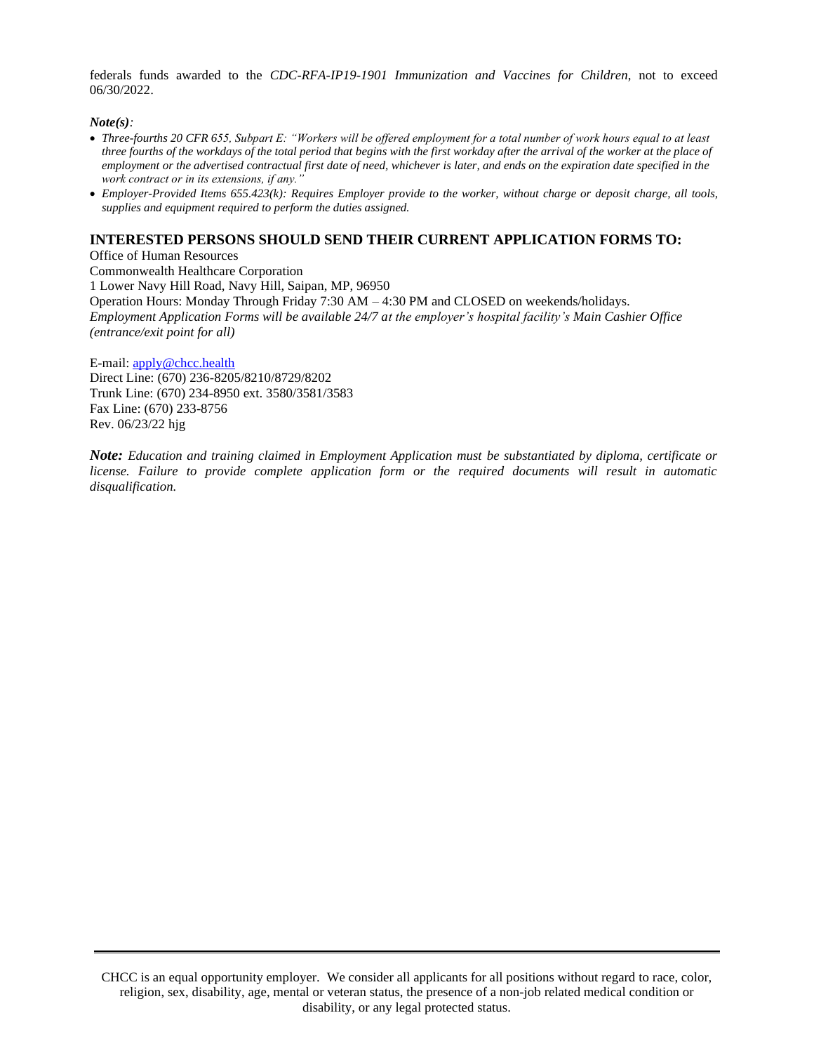federals funds awarded to the *CDC-RFA-IP19-1901 Immunization and Vaccines for Children*, not to exceed 06/30/2022.

***Note(s):***

- *Three-fourths 20 CFR 655, Subpart E: "Workers will be offered employment for a total number of work hours equal to at least three fourths of the workdays of the total period that begins with the first workday after the arrival of the worker at the place of employment or the advertised contractual first date of need, whichever is later, and ends on the expiration date specified in the work contract or in its extensions, if any."*
- *Employer-Provided Items 655.423(k): Requires Employer provide to the worker, without charge or deposit charge, all tools, supplies and equipment required to perform the duties assigned.*

## INTERESTED PERSONS SHOULD SEND THEIR CURRENT APPLICATION FORMS TO:

Office of Human Resources
Commonwealth Healthcare Corporation
1 Lower Navy Hill Road, Navy Hill, Saipan, MP, 96950
Operation Hours: Monday Through Friday 7:30 AM – 4:30 PM and CLOSED on weekends/holidays.
*Employment Application Forms will be available 24/7 at the employer's hospital facility's Main Cashier Office (entrance/exit point for all)*

E-mail: apply@chcc.health
Direct Line: (670) 236-8205/8210/8729/8202
Trunk Line: (670) 234-8950 ext. 3580/3581/3583
Fax Line: (670) 233-8756
Rev. 06/23/22 hjg

***Note:*** *Education and training claimed in Employment Application must be substantiated by diploma, certificate or license. Failure to provide complete application form or the required documents will result in automatic disqualification.*

---

CHCC is an equal opportunity employer. We consider all applicants for all positions without regard to race, color, religion, sex, disability, age, mental or veteran status, the presence of a non-job related medical condition or disability, or any legal protected status.